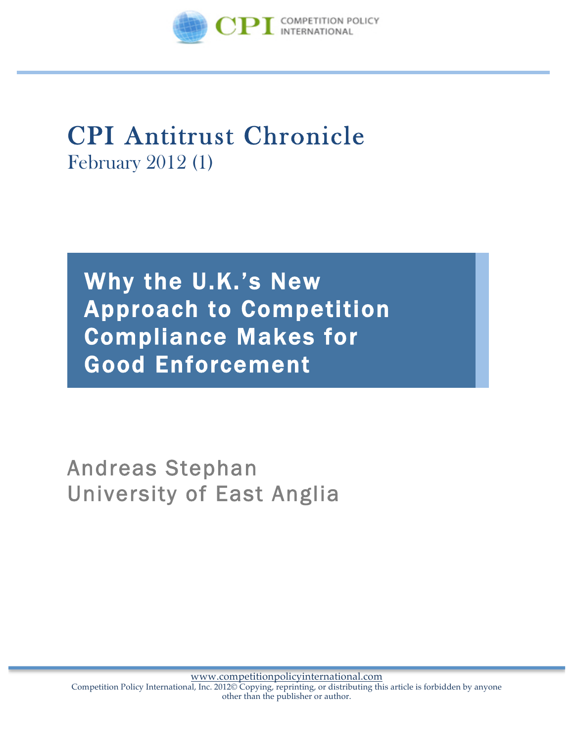# CPI Antitrust Chronicle

February 2012 (1)

## Why the U.K.'s New Approach to Competition Compliance Makes for Good Enforcement

Andreas Stephan
University of East Anglia

www.competitionpolicyinternational.com
Competition Policy International, Inc. 2012© Copying, reprinting, or distributing this article is forbidden by anyone other than the publisher or author.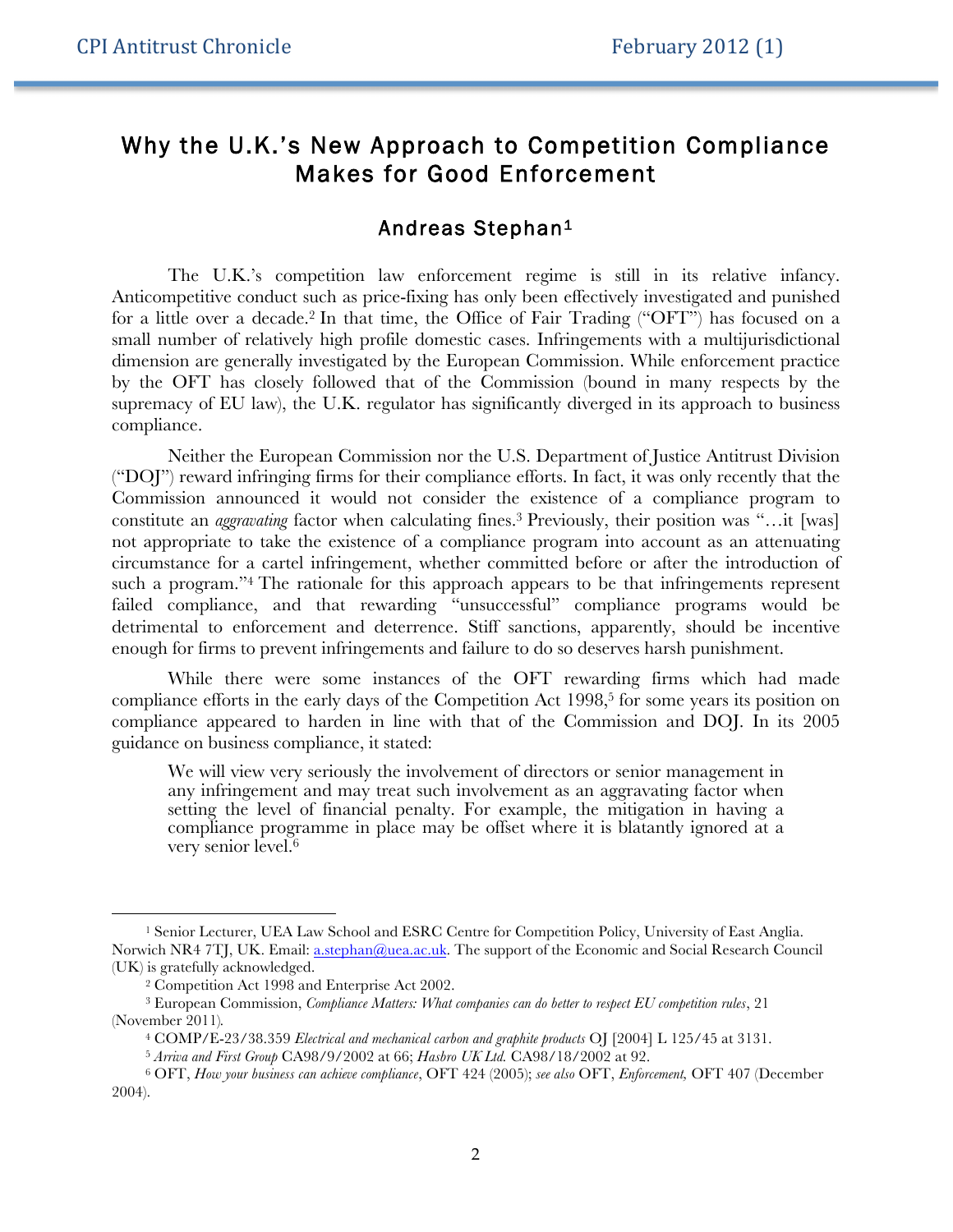# Why the U.K.'s New Approach to Competition Compliance Makes for Good Enforcement

## Andreas Stephan[1]

The U.K.'s competition law enforcement regime is still in its relative infancy. Anticompetitive conduct such as price-fixing has only been effectively investigated and punished for a little over a decade.[2] In that time, the Office of Fair Trading ("OFT") has focused on a small number of relatively high profile domestic cases. Infringements with a multijurisdictional dimension are generally investigated by the European Commission. While enforcement practice by the OFT has closely followed that of the Commission (bound in many respects by the supremacy of EU law), the U.K. regulator has significantly diverged in its approach to business compliance.

Neither the European Commission nor the U.S. Department of Justice Antitrust Division ("DOJ") reward infringing firms for their compliance efforts. In fact, it was only recently that the Commission announced it would not consider the existence of a compliance program to constitute an *aggravating* factor when calculating fines.[3] Previously, their position was "…it [was] not appropriate to take the existence of a compliance program into account as an attenuating circumstance for a cartel infringement, whether committed before or after the introduction of such a program."[4] The rationale for this approach appears to be that infringements represent failed compliance, and that rewarding "unsuccessful" compliance programs would be detrimental to enforcement and deterrence. Stiff sanctions, apparently, should be incentive enough for firms to prevent infringements and failure to do so deserves harsh punishment.

While there were some instances of the OFT rewarding firms which had made compliance efforts in the early days of the Competition Act 1998,[5] for some years its position on compliance appeared to harden in line with that of the Commission and DOJ. In its 2005 guidance on business compliance, it stated:

> We will view very seriously the involvement of directors or senior management in any infringement and may treat such involvement as an aggravating factor when setting the level of financial penalty. For example, the mitigation in having a compliance programme in place may be offset where it is blatantly ignored at a very senior level.[6]

---

[1] Senior Lecturer, UEA Law School and ESRC Centre for Competition Policy, University of East Anglia. Norwich NR4 7TJ, UK. Email: a.stephan@uea.ac.uk. The support of the Economic and Social Research Council (UK) is gratefully acknowledged.

[2] Competition Act 1998 and Enterprise Act 2002.

[3] European Commission, *Compliance Matters: What companies can do better to respect EU competition rules*, 21 (November 2011).

[4] COMP/E-23/38.359 *Electrical and mechanical carbon and graphite products* OJ [2004] L 125/45 at 3131.

[5] *Arriva and First Group* CA98/9/2002 at 66; *Hasbro UK Ltd.* CA98/18/2002 at 92.

[6] OFT, *How your business can achieve compliance*, OFT 424 (2005); *see also* OFT, *Enforcement*, OFT 407 (December 2004).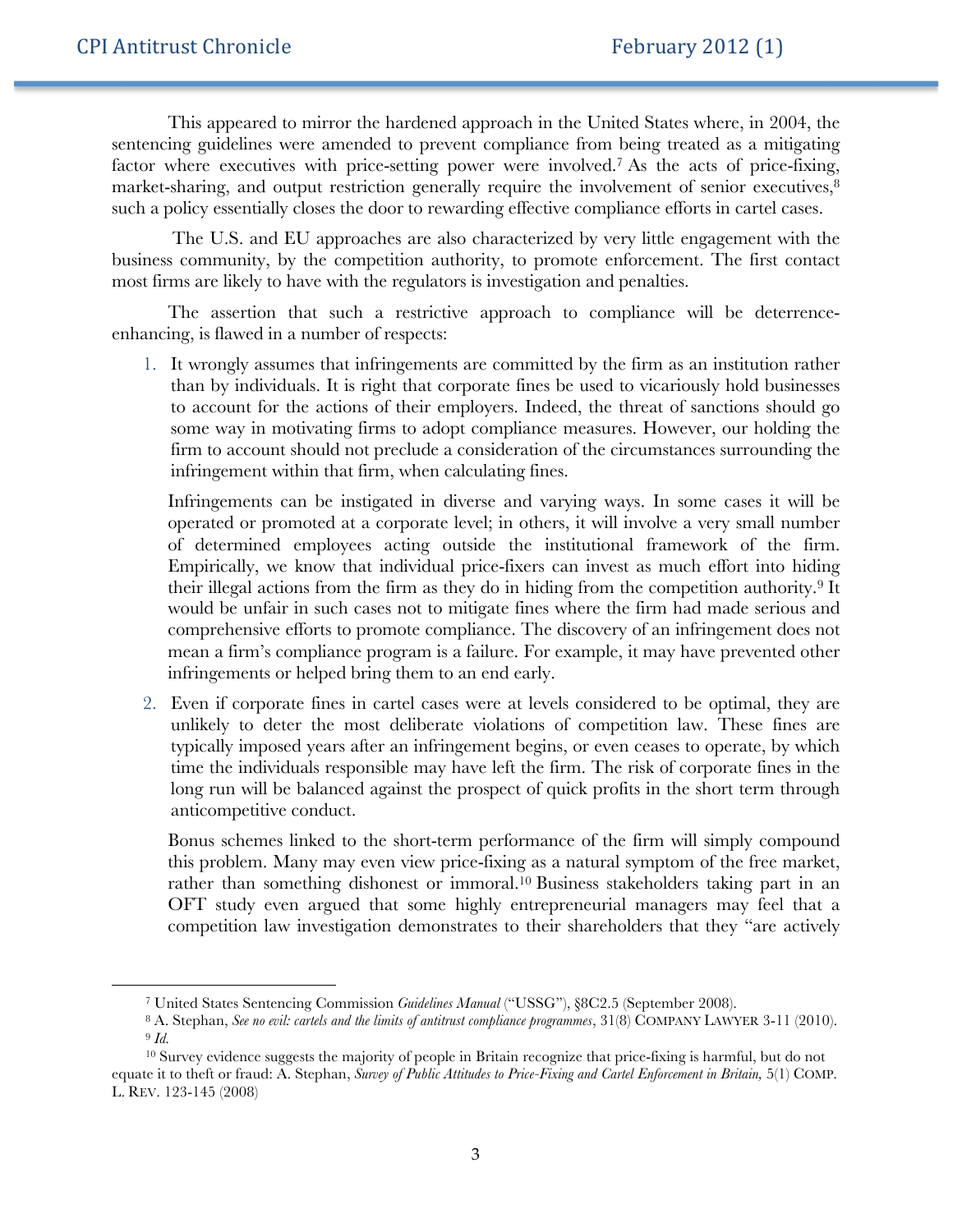This appeared to mirror the hardened approach in the United States where, in 2004, the sentencing guidelines were amended to prevent compliance from being treated as a mitigating factor where executives with price-setting power were involved.[7] As the acts of price-fixing, market-sharing, and output restriction generally require the involvement of senior executives,[8] such a policy essentially closes the door to rewarding effective compliance efforts in cartel cases.

The U.S. and EU approaches are also characterized by very little engagement with the business community, by the competition authority, to promote enforcement. The first contact most firms are likely to have with the regulators is investigation and penalties.

The assertion that such a restrictive approach to compliance will be deterrence-enhancing, is flawed in a number of respects:

1. It wrongly assumes that infringements are committed by the firm as an institution rather than by individuals. It is right that corporate fines be used to vicariously hold businesses to account for the actions of their employers. Indeed, the threat of sanctions should go some way in motivating firms to adopt compliance measures. However, our holding the firm to account should not preclude a consideration of the circumstances surrounding the infringement within that firm, when calculating fines.

   Infringements can be instigated in diverse and varying ways. In some cases it will be operated or promoted at a corporate level; in others, it will involve a very small number of determined employees acting outside the institutional framework of the firm. Empirically, we know that individual price-fixers can invest as much effort into hiding their illegal actions from the firm as they do in hiding from the competition authority.[9] It would be unfair in such cases not to mitigate fines where the firm had made serious and comprehensive efforts to promote compliance. The discovery of an infringement does not mean a firm's compliance program is a failure. For example, it may have prevented other infringements or helped bring them to an end early.

2. Even if corporate fines in cartel cases were at levels considered to be optimal, they are unlikely to deter the most deliberate violations of competition law. These fines are typically imposed years after an infringement begins, or even ceases to operate, by which time the individuals responsible may have left the firm. The risk of corporate fines in the long run will be balanced against the prospect of quick profits in the short term through anticompetitive conduct.

   Bonus schemes linked to the short-term performance of the firm will simply compound this problem. Many may even view price-fixing as a natural symptom of the free market, rather than something dishonest or immoral.[10] Business stakeholders taking part in an OFT study even argued that some highly entrepreneurial managers may feel that a competition law investigation demonstrates to their shareholders that they "are actively

---

[7] United States Sentencing Commission *Guidelines Manual* ("USSG"), §8C2.5 (September 2008).

[8] A. Stephan, *See no evil: cartels and the limits of antitrust compliance programmes*, 31(8) COMPANY LAWYER 3-11 (2010).

[9] *Id.*

[10] Survey evidence suggests the majority of people in Britain recognize that price-fixing is harmful, but do not equate it to theft or fraud: A. Stephan, *Survey of Public Attitudes to Price-Fixing and Cartel Enforcement in Britain,* 5(1) COMP. L. REV. 123-145 (2008)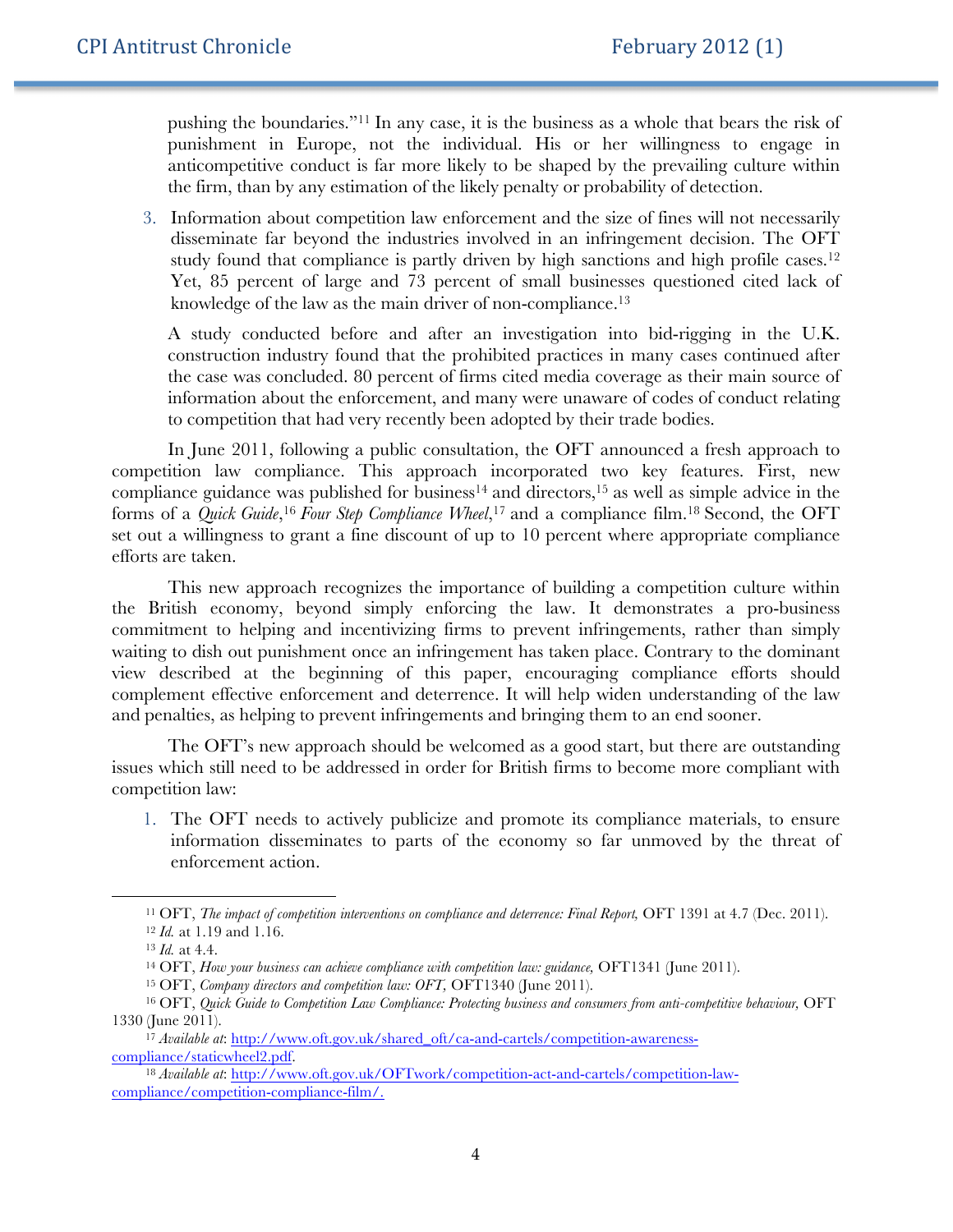pushing the boundaries."[11] In any case, it is the business as a whole that bears the risk of punishment in Europe, not the individual. His or her willingness to engage in anticompetitive conduct is far more likely to be shaped by the prevailing culture within the firm, than by any estimation of the likely penalty or probability of detection.

3. Information about competition law enforcement and the size of fines will not necessarily disseminate far beyond the industries involved in an infringement decision. The OFT study found that compliance is partly driven by high sanctions and high profile cases.[12] Yet, 85 percent of large and 73 percent of small businesses questioned cited lack of knowledge of the law as the main driver of non-compliance.[13]

   A study conducted before and after an investigation into bid-rigging in the U.K. construction industry found that the prohibited practices in many cases continued after the case was concluded. 80 percent of firms cited media coverage as their main source of information about the enforcement, and many were unaware of codes of conduct relating to competition that had very recently been adopted by their trade bodies.

In June 2011, following a public consultation, the OFT announced a fresh approach to competition law compliance. This approach incorporated two key features. First, new compliance guidance was published for business[14] and directors,[15] as well as simple advice in the forms of a *Quick Guide*,[16] *Four Step Compliance Wheel*,[17] and a compliance film.[18] Second, the OFT set out a willingness to grant a fine discount of up to 10 percent where appropriate compliance efforts are taken.

This new approach recognizes the importance of building a competition culture within the British economy, beyond simply enforcing the law. It demonstrates a pro-business commitment to helping and incentivizing firms to prevent infringements, rather than simply waiting to dish out punishment once an infringement has taken place. Contrary to the dominant view described at the beginning of this paper, encouraging compliance efforts should complement effective enforcement and deterrence. It will help widen understanding of the law and penalties, as helping to prevent infringements and bringing them to an end sooner.

The OFT's new approach should be welcomed as a good start, but there are outstanding issues which still need to be addressed in order for British firms to become more compliant with competition law:

1. The OFT needs to actively publicize and promote its compliance materials, to ensure information disseminates to parts of the economy so far unmoved by the threat of enforcement action.

---

[11] OFT, *The impact of competition interventions on compliance and deterrence: Final Report,* OFT 1391 at 4.7 (Dec. 2011).

[12] *Id.* at 1.19 and 1.16.

[13] *Id.* at 4.4.

[14] OFT, *How your business can achieve compliance with competition law: guidance,* OFT1341 (June 2011).

[15] OFT, *Company directors and competition law: OFT,* OFT1340 (June 2011).

[16] OFT, *Quick Guide to Competition Law Compliance: Protecting business and consumers from anti-competitive behaviour,* OFT 1330 (June 2011).

[17] *Available at*: http://www.oft.gov.uk/shared_oft/ca-and-cartels/competition-awareness-compliance/staticwheel2.pdf.

[18] *Available at*: http://www.oft.gov.uk/OFTwork/competition-act-and-cartels/competition-law-compliance/competition-compliance-film/.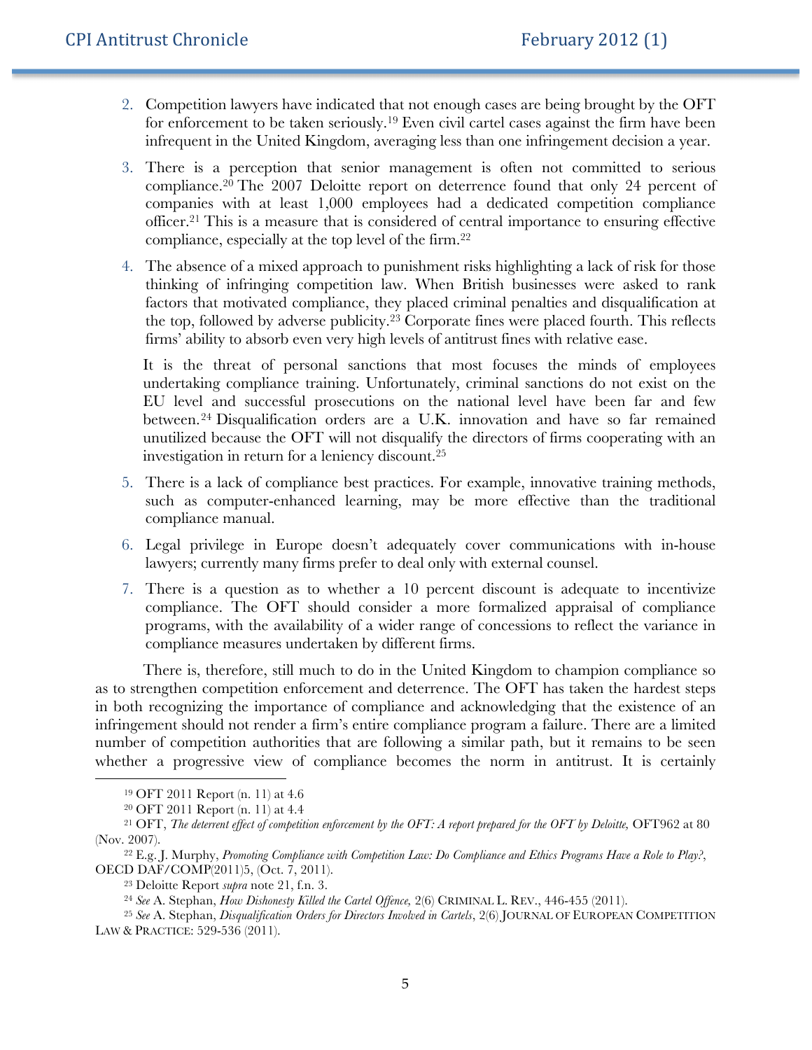2. Competition lawyers have indicated that not enough cases are being brought by the OFT for enforcement to be taken seriously.[19] Even civil cartel cases against the firm have been infrequent in the United Kingdom, averaging less than one infringement decision a year.

3. There is a perception that senior management is often not committed to serious compliance.[20] The 2007 Deloitte report on deterrence found that only 24 percent of companies with at least 1,000 employees had a dedicated competition compliance officer.[21] This is a measure that is considered of central importance to ensuring effective compliance, especially at the top level of the firm.[22]

4. The absence of a mixed approach to punishment risks highlighting a lack of risk for those thinking of infringing competition law. When British businesses were asked to rank factors that motivated compliance, they placed criminal penalties and disqualification at the top, followed by adverse publicity.[23] Corporate fines were placed fourth. This reflects firms' ability to absorb even very high levels of antitrust fines with relative ease.

   It is the threat of personal sanctions that most focuses the minds of employees undertaking compliance training. Unfortunately, criminal sanctions do not exist on the EU level and successful prosecutions on the national level have been far and few between.[24] Disqualification orders are a U.K. innovation and have so far remained unutilized because the OFT will not disqualify the directors of firms cooperating with an investigation in return for a leniency discount.[25]

5. There is a lack of compliance best practices. For example, innovative training methods, such as computer-enhanced learning, may be more effective than the traditional compliance manual.

6. Legal privilege in Europe doesn't adequately cover communications with in-house lawyers; currently many firms prefer to deal only with external counsel.

7. There is a question as to whether a 10 percent discount is adequate to incentivize compliance. The OFT should consider a more formalized appraisal of compliance programs, with the availability of a wider range of concessions to reflect the variance in compliance measures undertaken by different firms.

There is, therefore, still much to do in the United Kingdom to champion compliance so as to strengthen competition enforcement and deterrence. The OFT has taken the hardest steps in both recognizing the importance of compliance and acknowledging that the existence of an infringement should not render a firm's entire compliance program a failure. There are a limited number of competition authorities that are following a similar path, but it remains to be seen whether a progressive view of compliance becomes the norm in antitrust. It is certainly

---

[19] OFT 2011 Report (n. 11) at 4.6

[20] OFT 2011 Report (n. 11) at 4.4

[21] OFT, *The deterrent effect of competition enforcement by the OFT: A report prepared for the OFT by Deloitte,* OFT962 at 80 (Nov. 2007).

[22] E.g. J. Murphy, *Promoting Compliance with Competition Law: Do Compliance and Ethics Programs Have a Role to Play?*, OECD DAF/COMP(2011)5, (Oct. 7, 2011).

[23] Deloitte Report *supra* note 21, f.n. 3.

[24] *See* A. Stephan, *How Dishonesty Killed the Cartel Offence,* 2(6) CRIMINAL L. REV., 446-455 (2011).

[25] *See* A. Stephan, *Disqualification Orders for Directors Involved in Cartels*, 2(6) JOURNAL OF EUROPEAN COMPETITION LAW & PRACTICE: 529-536 (2011).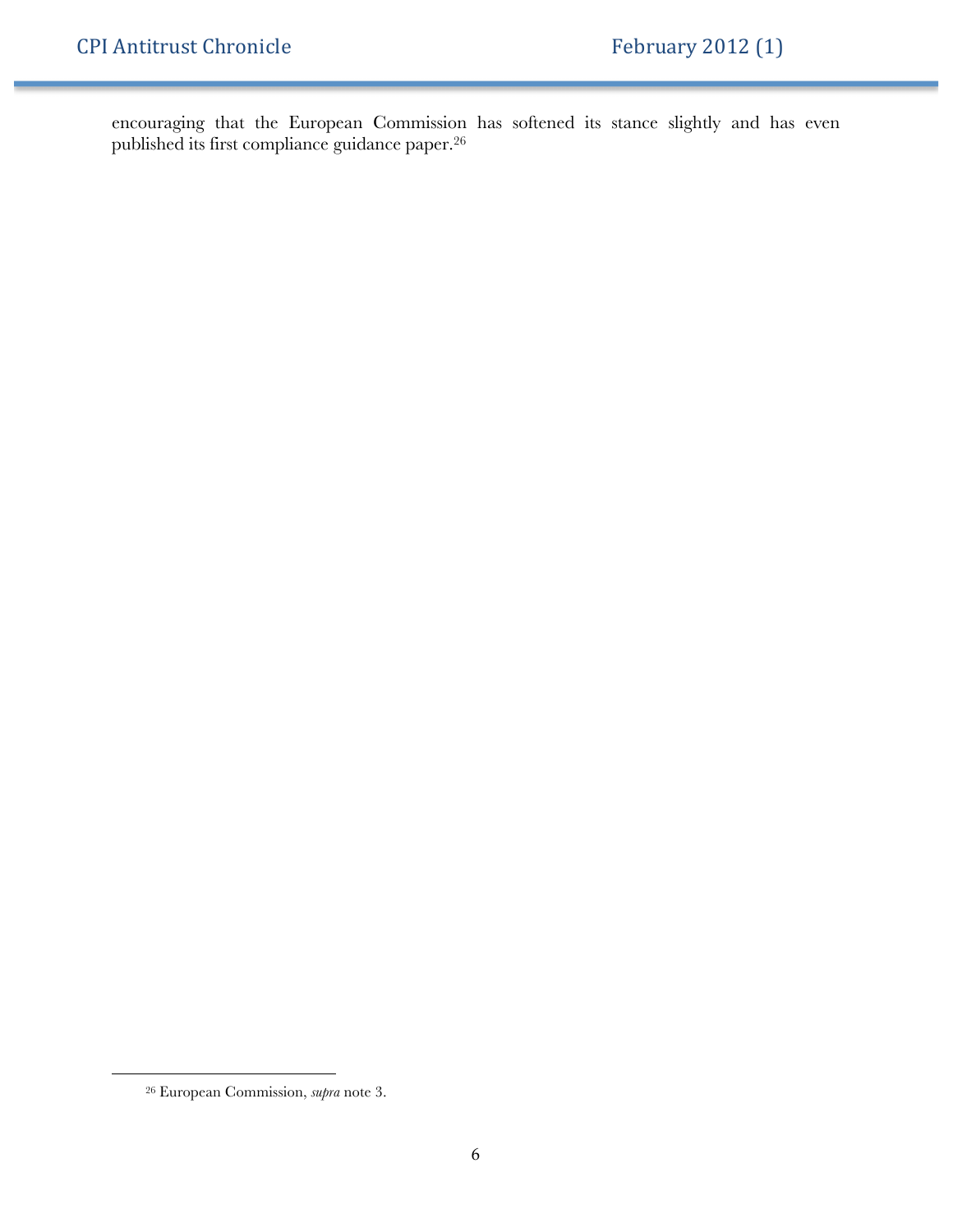encouraging that the European Commission has softened its stance slightly and has even published its first compliance guidance paper.[26]

[26] European Commission, *supra* note 3.